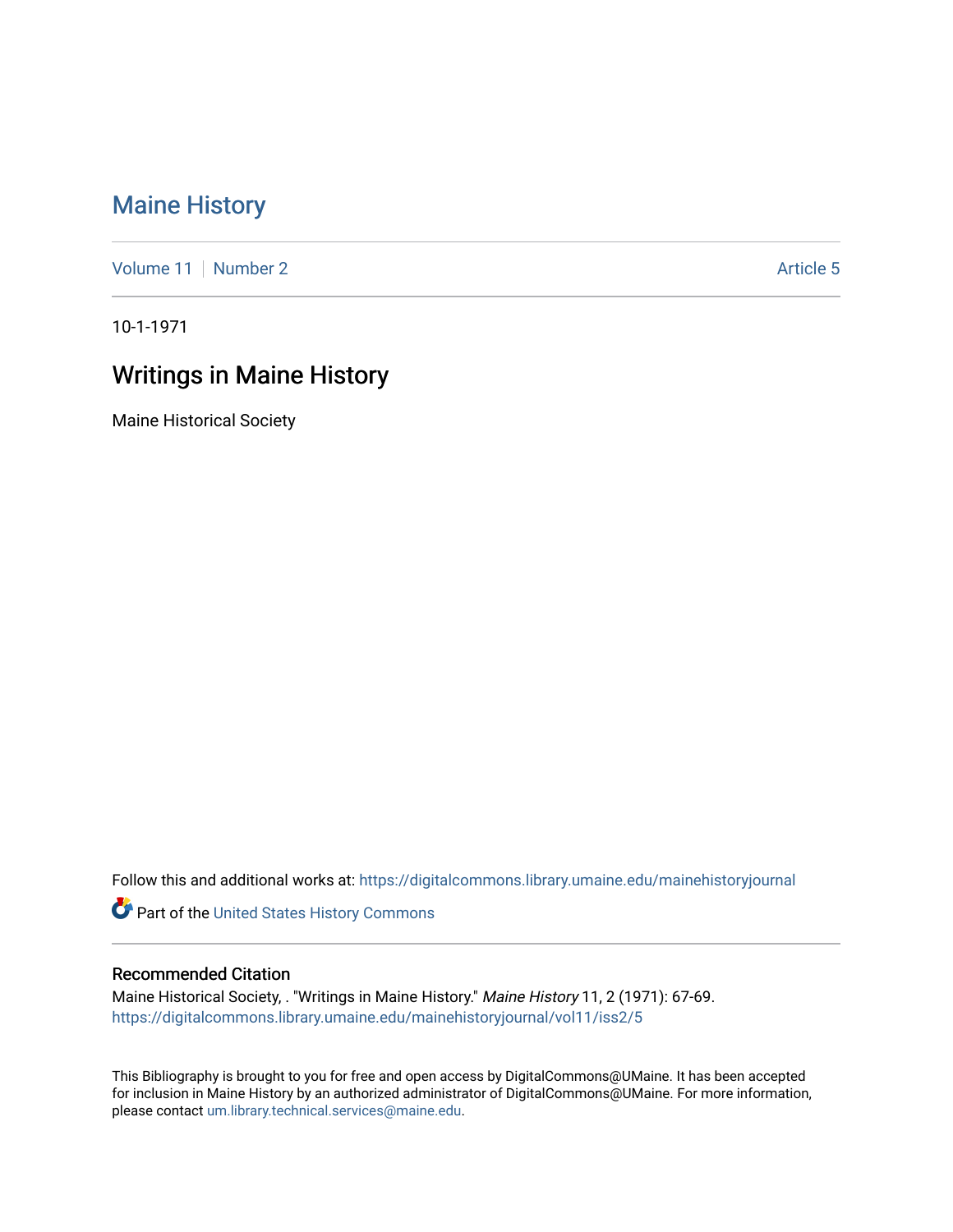# Maine History

Volume 11 | Number 2 | Article 5

10-1-1971

## Writings in Maine History

Maine Historical Society

Follow this and additional works at: https://digitalcommons.library.umaine.edu/mainehistoryjournal

Part of the United States History Commons

### Recommended Citation

Maine Historical Society, . "Writings in Maine History." *Maine History* 11, 2 (1971): 67-69.
https://digitalcommons.library.umaine.edu/mainehistoryjournal/vol11/iss2/5

This Bibliography is brought to you for free and open access by DigitalCommons@UMaine. It has been accepted for inclusion in Maine History by an authorized administrator of DigitalCommons@UMaine. For more information, please contact um.library.technical.services@maine.edu.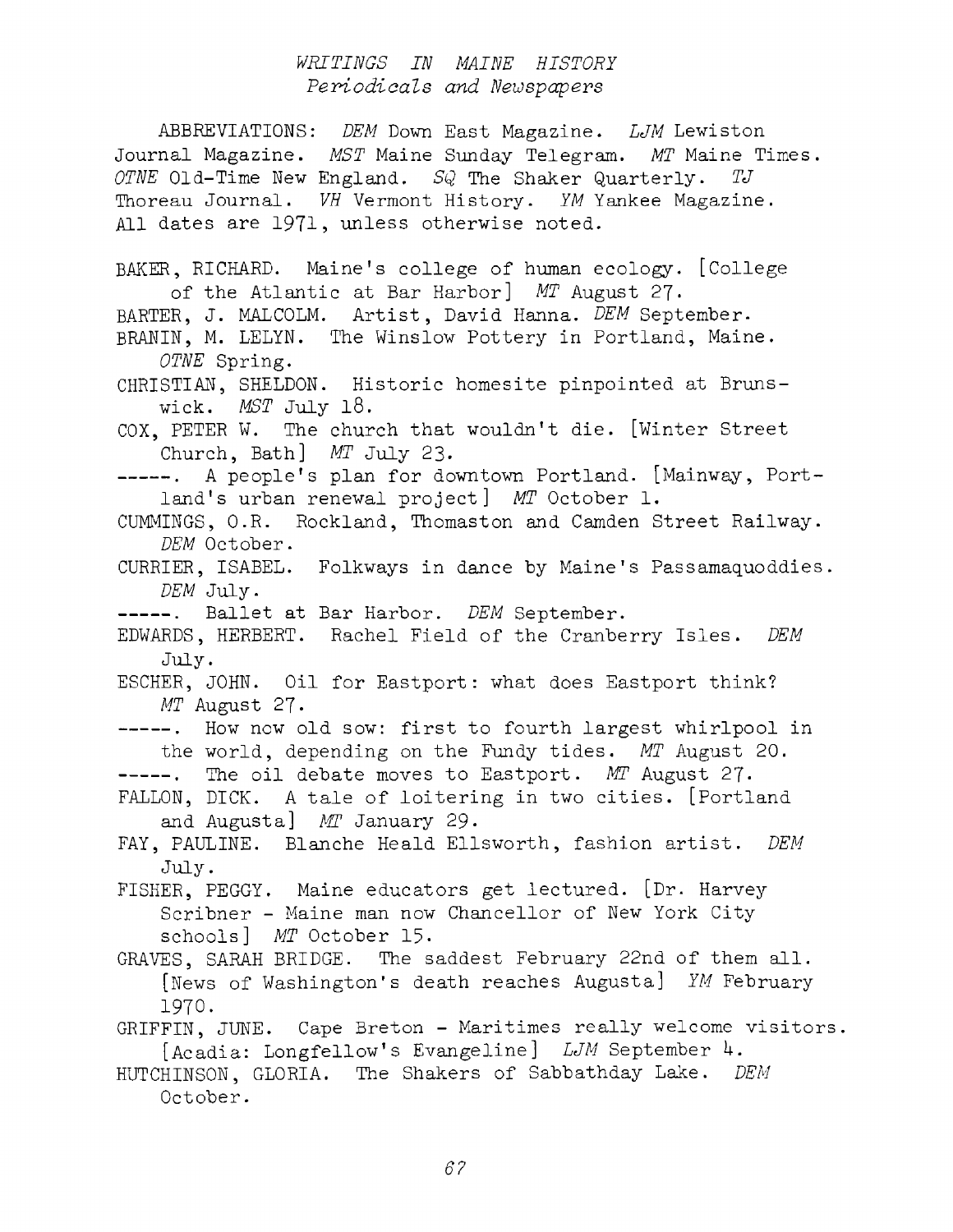## *WRITINGS IN MAINE HISTORY*
### *Periodicals and Newspapers*

ABBREVIATIONS: *DEM* Down East Magazine. *LJM* Lewiston Journal Magazine. *MST* Maine Sunday Telegram. *MT* Maine Times. *OTNE* Old-Time New England. *SQ* The Shaker Quarterly. *TJ* Thoreau Journal. *VH* Vermont History. *YM* Yankee Magazine. All dates are 1971, unless otherwise noted.

BAKER, RICHARD. Maine's college of human ecology. [College of the Atlantic at Bar Harbor] *MT* August 27.

BARTER, J. MALCOLM. Artist, David Hanna. *DEM* September.

BRANIN, M. LELYN. The Winslow Pottery in Portland, Maine. *OTNE* Spring.

CHRISTIAN, SHELDON. Historic homesite pinpointed at Brunswick. *MST* July 18.

COX, PETER W. The church that wouldn't die. [Winter Street Church, Bath] *MT* July 23.

-----. A people's plan for downtown Portland. [Mainway, Portland's urban renewal project] *MT* October 1.

CUMMINGS, O.R. Rockland, Thomaston and Camden Street Railway. *DEM* October.

CURRIER, ISABEL. Folkways in dance by Maine's Passamaquoddies. *DEM* July.

-----. Ballet at Bar Harbor. *DEM* September.

EDWARDS, HERBERT. Rachel Field of the Cranberry Isles. *DEM* July.

ESCHER, JOHN. Oil for Eastport: what does Eastport think? *MT* August 27.

-----. How now old sow: first to fourth largest whirlpool in the world, depending on the Fundy tides. *MT* August 20.

-----. The oil debate moves to Eastport. *MT* August 27.

FALLON, DICK. A tale of loitering in two cities. [Portland and Augusta] *MT* January 29.

FAY, PAULINE. Blanche Heald Ellsworth, fashion artist. *DEM* July.

FISHER, PEGGY. Maine educators get lectured. [Dr. Harvey Scribner - Maine man now Chancellor of New York City schools] *MT* October 15.

GRAVES, SARAH BRIDGE. The saddest February 22nd of them all. [News of Washington's death reaches Augusta] *YM* February 1970.

GRIFFIN, JUNE. Cape Breton - Maritimes really welcome visitors. [Acadia: Longfellow's Evangeline] *LJM* September 4.

HUTCHINSON, GLORIA. The Shakers of Sabbathday Lake. *DEM* October.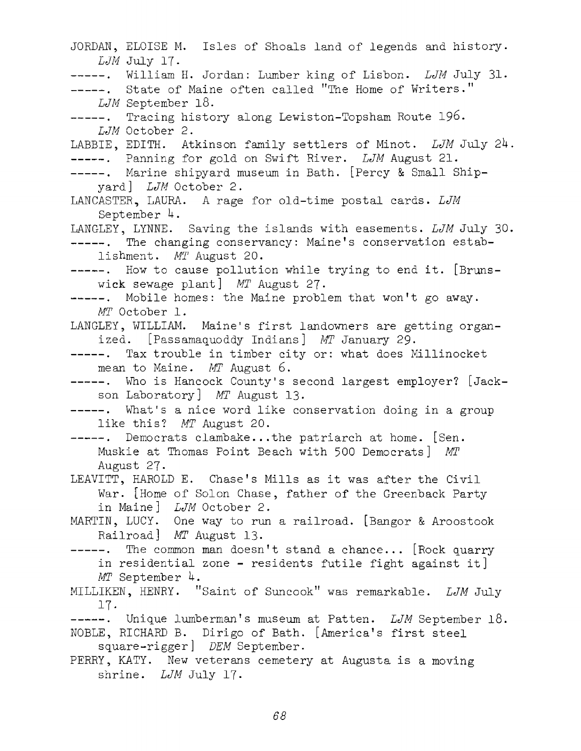JORDAN, ELOISE M. Isles of Shoals land of legends and history. *LJM* July 17.

-----. William H. Jordan: Lumber king of Lisbon. *LJM* July 31.

-----. State of Maine often called "The Home of Writers." *LJM* September 18.

-----. Tracing history along Lewiston-Topsham Route 196. *LJM* October 2.

LABBIE, EDITH. Atkinson family settlers of Minot. *LJM* July 24.

-----. Panning for gold on Swift River. *LJM* August 21.

-----. Marine shipyard museum in Bath. [Percy & Small Shipyard] *LJM* October 2.

LANCASTER, LAURA. A rage for old-time postal cards. *LJM* September 4.

LANGLEY, LYNNE. Saving the islands with easements. *LJM* July 30.

-----. The changing conservancy: Maine's conservation establishment. *MT* August 20.

-----. How to cause pollution while trying to end it. [Brunswick sewage plant] *MT* August 27.

-----. Mobile homes: the Maine problem that won't go away. *MT* October 1.

LANGLEY, WILLIAM. Maine's first landowners are getting organized. [Passamaquoddy Indians] *MT* January 29.

-----. Tax trouble in timber city or: what does Millinocket mean to Maine. *MT* August 6.

-----. Who is Hancock County's second largest employer? [Jackson Laboratory] *MT* August 13.

-----. What's a nice word like conservation doing in a group like this? *MT* August 20.

-----. Democrats clambake...the patriarch at home. [Sen. Muskie at Thomas Point Beach with 500 Democrats] *MT* August 27.

LEAVITT, HAROLD E. Chase's Mills as it was after the Civil War. [Home of Solon Chase, father of the Greenback Party in Maine] *LJM* October 2.

MARTIN, LUCY. One way to run a railroad. [Bangor & Aroostook Railroad] *MT* August 13.

-----. The common man doesn't stand a chance... [Rock quarry in residential zone - residents futile fight against it] *MT* September 4.

MILLIKEN, HENRY. "Saint of Suncook" was remarkable. *LJM* July 17.

-----. Unique lumberman's museum at Patten. *LJM* September 18.

NOBLE, RICHARD B. Dirigo of Bath. [America's first steel square-rigger] *DEM* September.

PERRY, KATY. New veterans cemetery at Augusta is a moving shrine. *LJM* July 17.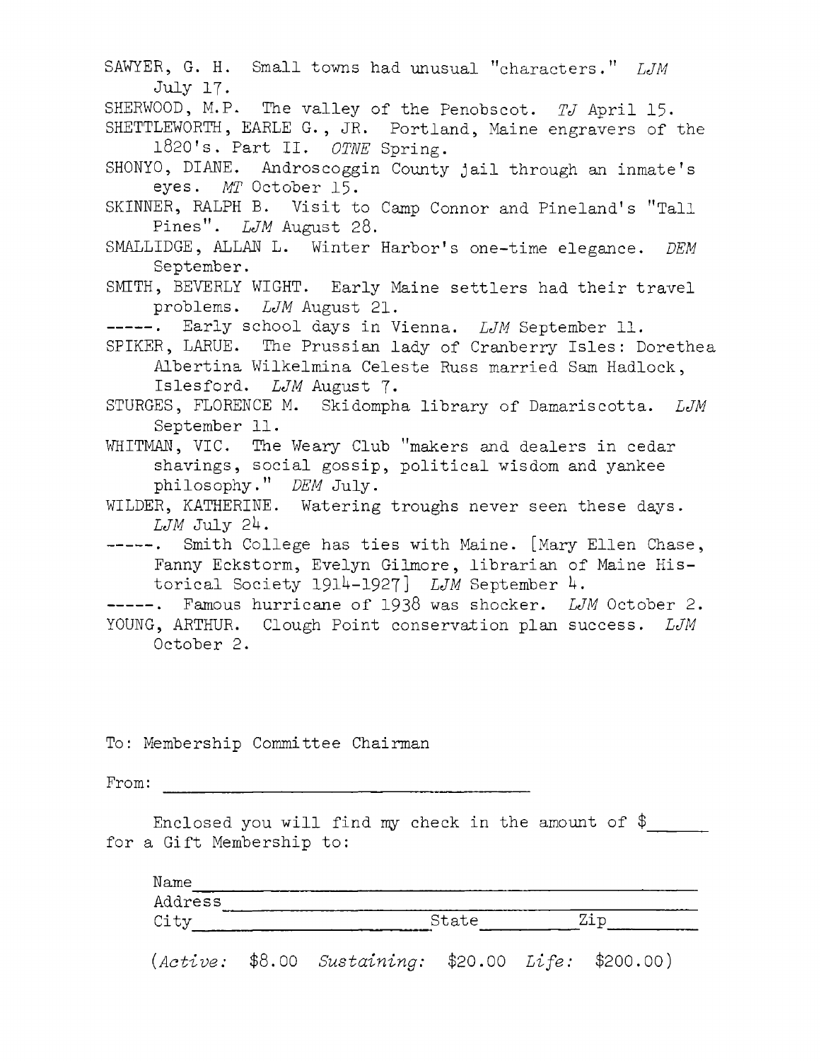SAWYER, G. H. Small towns had unusual "characters." *LJM* July 17.

SHERWOOD, M.P. The valley of the Penobscot. *TJ* April 15.

SHETTLEWORTH, EARLE G., JR. Portland, Maine engravers of the 1820's. Part II. *OTNE* Spring.

SHONYO, DIANE. Androscoggin County jail through an inmate's eyes. *MT* October 15.

SKINNER, RALPH B. Visit to Camp Connor and Pineland's "Tall Pines". *LJM* August 28.

SMALLIDGE, ALLAN L. Winter Harbor's one-time elegance. *DEM* September.

SMITH, BEVERLY WIGHT. Early Maine settlers had their travel problems. *LJM* August 21.

-----. Early school days in Vienna. *LJM* September 11.

SPIKER, LARUE. The Prussian lady of Cranberry Isles: Dorethea Albertina Wilkelmina Celeste Russ married Sam Hadlock, Islesford. *LJM* August 7.

STURGES, FLORENCE M. Skidompha library of Damariscotta. *LJM* September 11.

WHITMAN, VIC. The Weary Club "makers and dealers in cedar shavings, social gossip, political wisdom and yankee philosophy." *DEM* July.

WILDER, KATHERINE. Watering troughs never seen these days. *LJM* July 24.

-----. Smith College has ties with Maine. [Mary Ellen Chase, Fanny Eckstorm, Evelyn Gilmore, librarian of Maine Historical Society 1914-1927] *LJM* September 4.

-----. Famous hurricane of 1938 was shocker. *LJM* October 2.

YOUNG, ARTHUR. Clough Point conservation plan success. *LJM* October 2.

To: Membership Committee Chairman

From: ______________________________

Enclosed you will find my check in the amount of $______ for a Gift Membership to:

Name ______________________________

Address ______________________________

City ____________________ State __________ Zip __________

(*Active:* $8.00 *Sustaining:* $20.00 *Life:* $200.00)